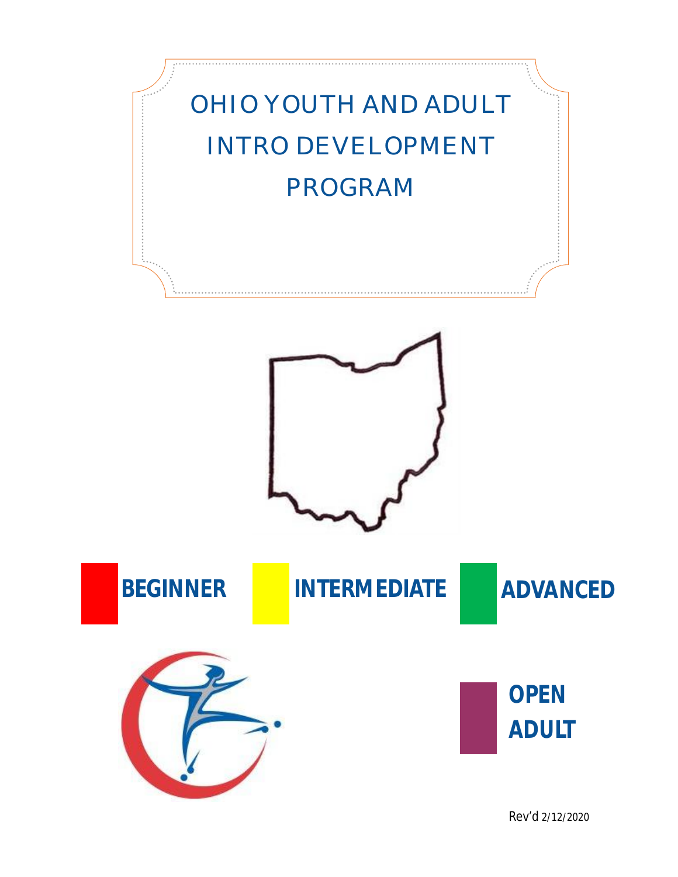# OHIO YOUTH AND ADULT INTRO DEVELOPMENT PROGRAM

**BEGINNER** **INTERMEDIATE** **ADVANCED**

**OPEN ADULT**

Rev'd 2/12/2020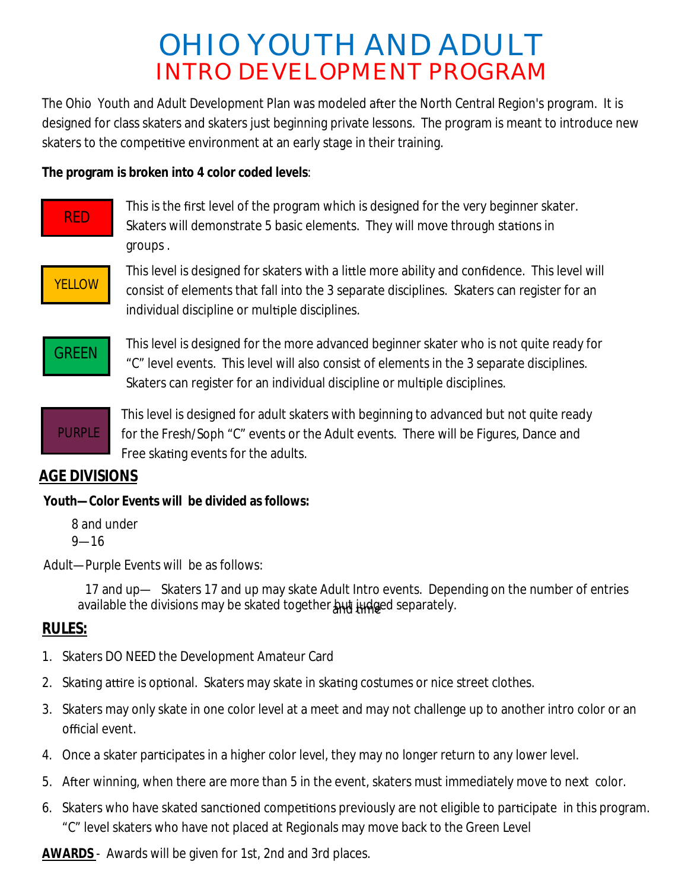# OHIO YOUTH AND ADULT
## INTRO DEVELOPMENT PROGRAM

The Ohio Youth and Adult Development Plan was modeled after the North Central Region's program. It is designed for class skaters and skaters just beginning private lessons. The program is meant to introduce new skaters to the competitive environment at an early stage in their training.

**The program is broken into 4 color coded levels**:

**RED** — This is the first level of the program which is designed for the very beginner skater. Skaters will demonstrate 5 basic elements. They will move through stations in groups .

**YELLOW** — This level is designed for skaters with a little more ability and confidence. This level will consist of elements that fall into the 3 separate disciplines. Skaters can register for an individual discipline or multiple disciplines.

**GREEN** — This level is designed for the more advanced beginner skater who is not quite ready for "C" level events. This level will also consist of elements in the 3 separate disciplines. Skaters can register for an individual discipline or multiple disciplines.

**PURPLE** — This level is designed for adult skaters with beginning to advanced but not quite ready for the Fresh/Soph "C" events or the Adult events. There will be Figures, Dance and Free skating events for the adults.

## AGE DIVISIONS

**Youth—Color Events will be divided as follows:**

8 and under
9—16

Adult—Purple Events will be as follows:

17 and up— Skaters 17 and up may skate Adult Intro events. Depending on the number of entries and time available the divisions may be skated together but judged separately.

## RULES:

1. Skaters DO NEED the Development Amateur Card
2. Skating attire is optional. Skaters may skate in skating costumes or nice street clothes.
3. Skaters may only skate in one color level at a meet and may not challenge up to another intro color or an official event.
4. Once a skater participates in a higher color level, they may no longer return to any lower level.
5. After winning, when there are more than 5 in the event, skaters must immediately move to next color.
6. Skaters who have skated sanctioned competitions previously are not eligible to participate in this program. "C" level skaters who have not placed at Regionals may move back to the Green Level

**AWARDS** - Awards will be given for 1st, 2nd and 3rd places.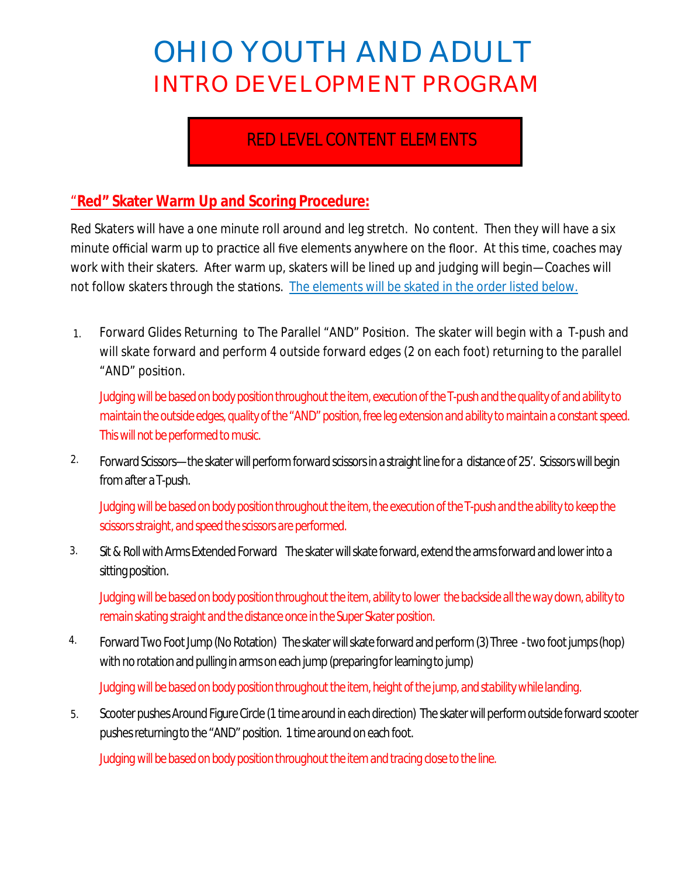# OHIO YOUTH AND ADULT
## INTRO DEVELOPMENT PROGRAM

### RED LEVEL CONTENT ELEMENTS

**"Red" Skater Warm Up and Scoring Procedure:**

Red Skaters will have a one minute roll around and leg stretch. No content. Then they will have a six minute official warm up to practice all five elements anywhere on the floor. At this time, coaches may work with their skaters. After warm up, skaters will be lined up and judging will begin—Coaches will not follow skaters through the stations. The elements will be skated in the order listed below.

1. Forward Glides Returning to The Parallel "AND" Position. The skater will begin with a T-push and will skate forward and perform 4 outside forward edges (2 on each foot) returning to the parallel "AND" position.

   Judging will be based on body position throughout the item, execution of the T-push and the quality of and ability to maintain the outside edges, quality of the "AND" position, free leg extension and ability to maintain a constant speed. This will not be performed to music.

2. Forward Scissors—the skater will perform forward scissors in a straight line for a distance of 25'. Scissors will begin from after a T-push.

   Judging will be based on body position throughout the item, the execution of the T-push and the ability to keep the scissors straight, and speed the scissors are performed.

3. Sit & Roll with Arms Extended Forward The skater will skate forward, extend the arms forward and lower into a sitting position.

   Judging will be based on body position throughout the item, ability to lower the backside all the way down, ability to remain skating straight and the distance once in the Super Skater position.

4. Forward Two Foot Jump (No Rotation) The skater will skate forward and perform (3) Three - two foot jumps (hop) with no rotation and pulling in arms on each jump (preparing for learning to jump)

   Judging will be based on body position throughout the item, height of the jump, and stability while landing.

5. Scooter pushes Around Figure Circle (1 time around in each direction) The skater will perform outside forward scooter pushes returning to the "AND" position. 1 time around on each foot.

   Judging will be based on body position throughout the item and tracing close to the line.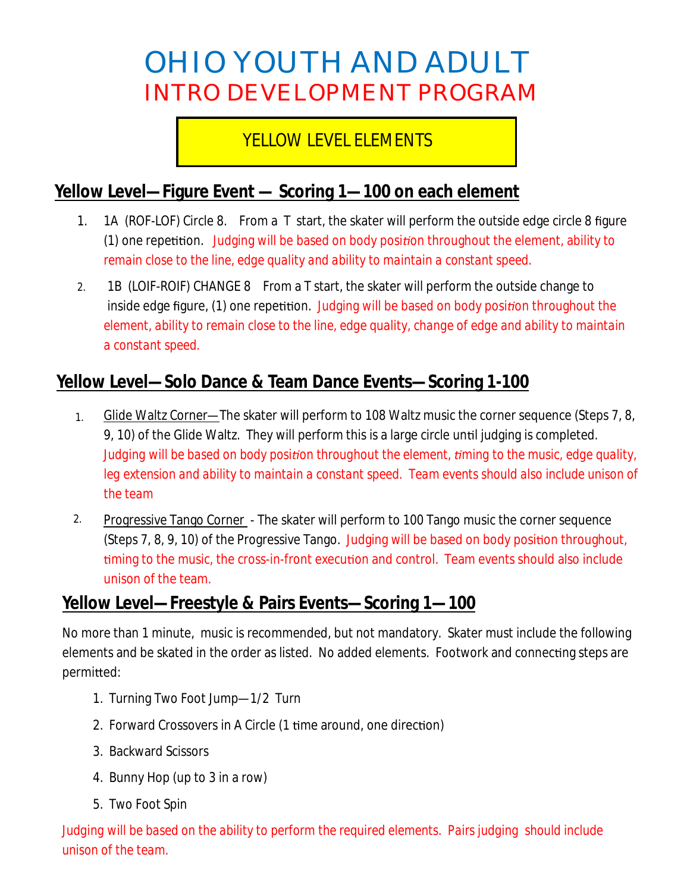# OHIO YOUTH AND ADULT

## INTRO DEVELOPMENT PROGRAM

### YELLOW LEVEL ELEMENTS

## Yellow Level—Figure Event — Scoring 1—100 on each element

1. 1A (ROF-LOF) Circle 8. From a T start, the skater will perform the outside edge circle 8 figure (1) one repetition. Judging will be based on body position throughout the element, ability to remain close to the line, edge quality and ability to maintain a constant speed.
2. 1B (LOIF-ROIF) CHANGE 8 From a T start, the skater will perform the outside change to inside edge figure, (1) one repetition. Judging will be based on body position throughout the element, ability to remain close to the line, edge quality, change of edge and ability to maintain a constant speed.

## Yellow Level—Solo Dance & Team Dance Events—Scoring 1-100

1. Glide Waltz Corner—The skater will perform to 108 Waltz music the corner sequence (Steps 7, 8, 9, 10) of the Glide Waltz. They will perform this is a large circle until judging is completed. Judging will be based on body position throughout the element, timing to the music, edge quality, leg extension and ability to maintain a constant speed. Team events should also include unison of the team
2. Progressive Tango Corner - The skater will perform to 100 Tango music the corner sequence (Steps 7, 8, 9, 10) of the Progressive Tango. Judging will be based on body position throughout, timing to the music, the cross-in-front execution and control. Team events should also include unison of the team.

## Yellow Level—Freestyle & Pairs Events—Scoring 1—100

No more than 1 minute, music is recommended, but not mandatory. Skater must include the following elements and be skated in the order as listed. No added elements. Footwork and connecting steps are permitted:

1. Turning Two Foot Jump—1/2 Turn
2. Forward Crossovers in A Circle (1 time around, one direction)
3. Backward Scissors
4. Bunny Hop (up to 3 in a row)
5. Two Foot Spin

Judging will be based on the ability to perform the required elements. Pairs judging should include unison of the team.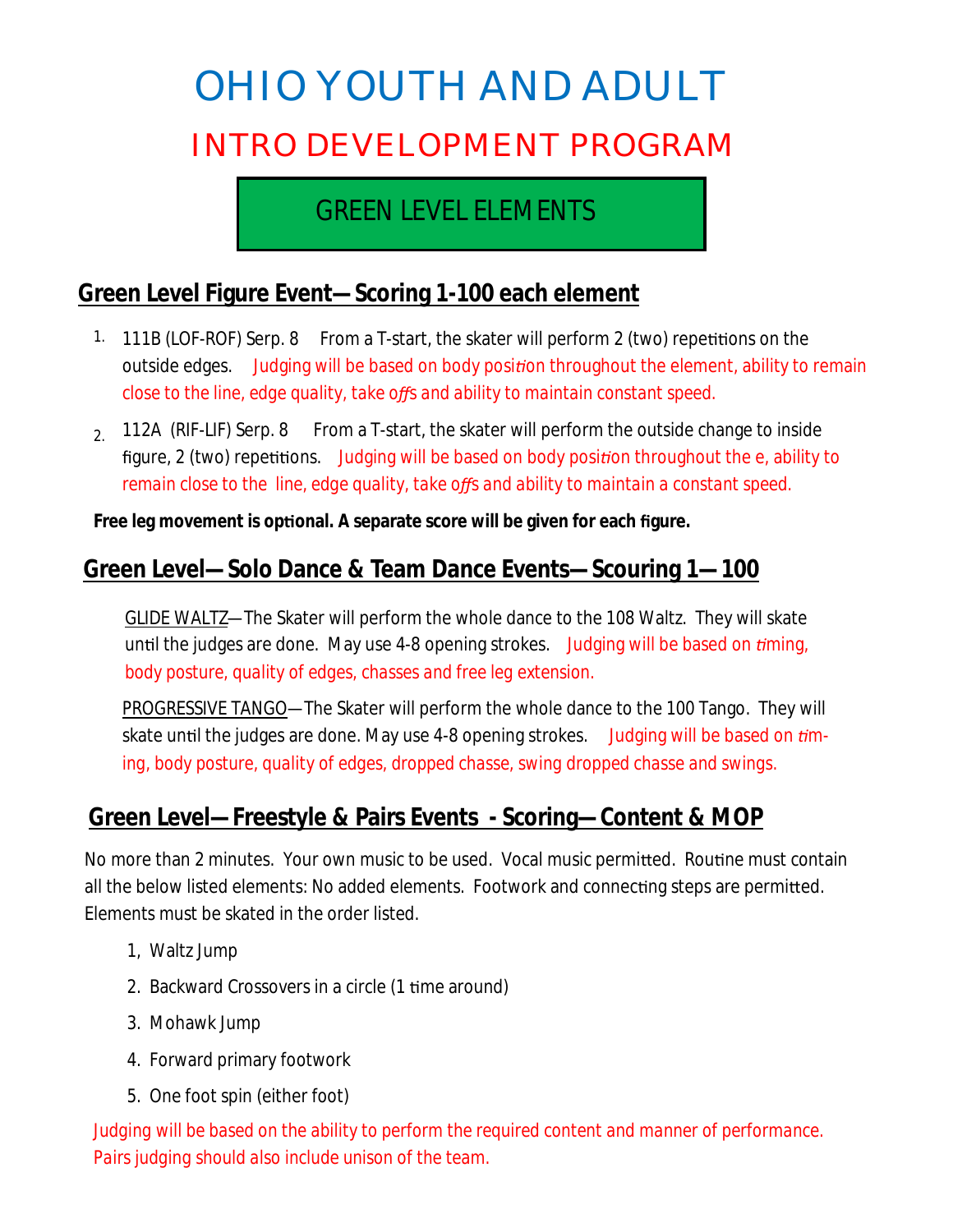# OHIO YOUTH AND ADULT

## INTRO DEVELOPMENT PROGRAM

### GREEN LEVEL ELEMENTS

## Green Level Figure Event—Scoring 1-100 each element

1. 111B (LOF-ROF) Serp. 8 From a T-start, the skater will perform 2 (two) repetitions on the outside edges. Judging will be based on body position throughout the element, ability to remain close to the line, edge quality, take offs and ability to maintain constant speed.
2. 112A (RIF-LIF) Serp. 8 From a T-start, the skater will perform the outside change to inside figure, 2 (two) repetitions. Judging will be based on body position throughout the e, ability to remain close to the line, edge quality, take offs and ability to maintain a constant speed.

**Free leg movement is optional. A separate score will be given for each figure.**

## Green Level—Solo Dance & Team Dance Events—Scouring 1—100

GLIDE WALTZ—The Skater will perform the whole dance to the 108 Waltz. They will skate until the judges are done. May use 4-8 opening strokes. Judging will be based on timing, body posture, quality of edges, chasses and free leg extension.

PROGRESSIVE TANGO—The Skater will perform the whole dance to the 100 Tango. They will skate until the judges are done. May use 4-8 opening strokes. Judging will be based on timing, body posture, quality of edges, dropped chasse, swing dropped chasse and swings.

## Green Level—Freestyle & Pairs Events - Scoring—Content & MOP

No more than 2 minutes. Your own music to be used. Vocal music permitted. Routine must contain all the below listed elements: No added elements. Footwork and connecting steps are permitted. Elements must be skated in the order listed.

1. Waltz Jump
2. Backward Crossovers in a circle (1 time around)
3. Mohawk Jump
4. Forward primary footwork
5. One foot spin (either foot)

Judging will be based on the ability to perform the required content and manner of performance. Pairs judging should also include unison of the team.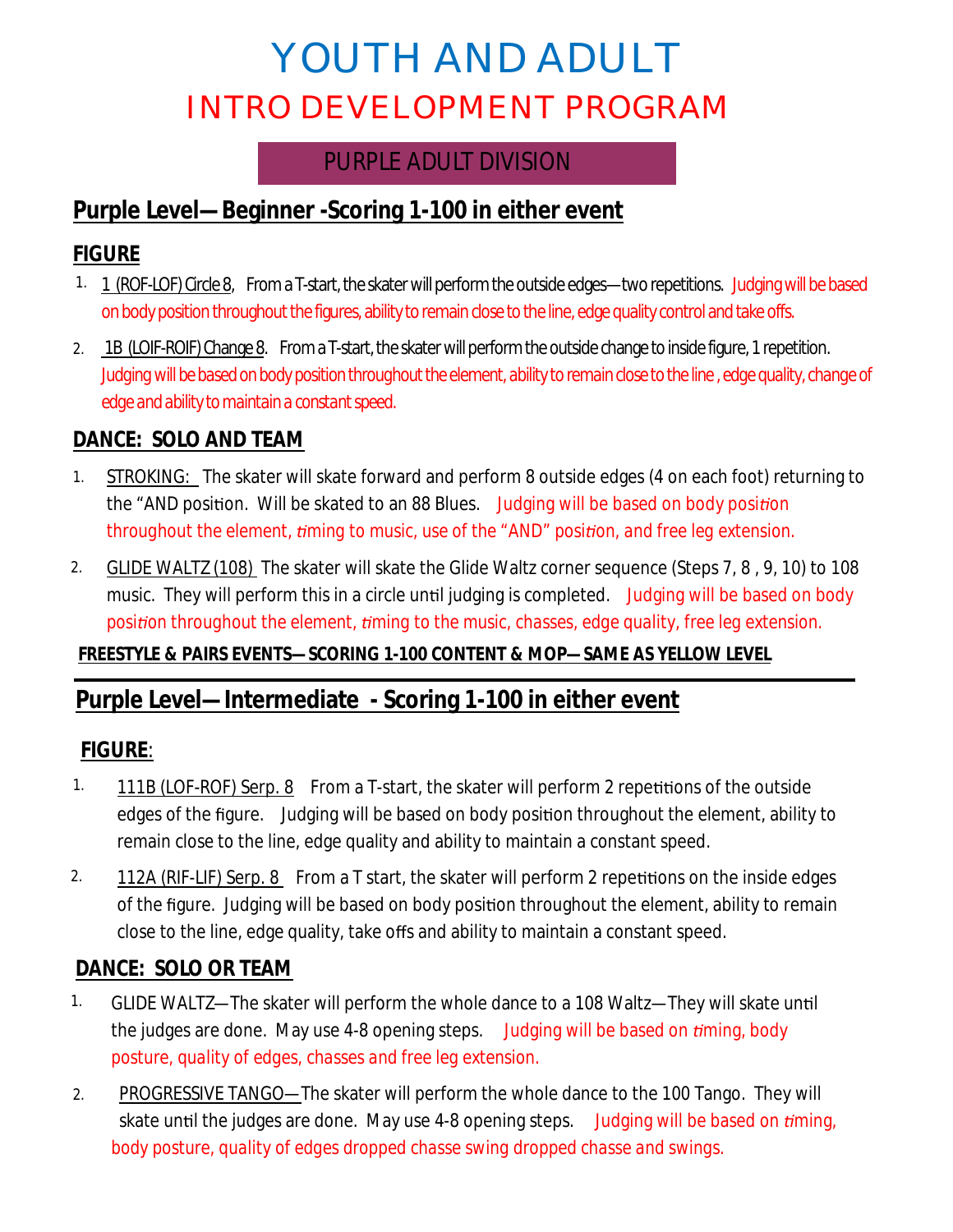# YOUTH AND ADULT

# INTRO DEVELOPMENT PROGRAM

## PURPLE ADULT DIVISION

## Purple Level—Beginner -Scoring 1-100 in either event

### FIGURE

1. 1 (ROF-LOF) Circle 8, From a T-start, the skater will perform the outside edges—two repetitions. Judging will be based on body position throughout the figures, ability to remain close to the line, edge quality control and take offs.
2. 1B (LOIF-ROIF) Change 8. From a T-start, the skater will perform the outside change to inside figure, 1 repetition. Judging will be based on body position throughout the element, ability to remain close to the line , edge quality, change of edge and ability to maintain a constant speed.

### DANCE: SOLO AND TEAM

1. STROKING: The skater will skate forward and perform 8 outside edges (4 on each foot) returning to the "AND position. Will be skated to an 88 Blues. Judging will be based on body position throughout the element, timing to music, use of the "AND" position, and free leg extension.
2. GLIDE WALTZ (108) The skater will skate the Glide Waltz corner sequence (Steps 7, 8 , 9, 10) to 108 music. They will perform this in a circle until judging is completed. Judging will be based on body position throughout the element, timing to the music, chasses, edge quality, free leg extension.

**FREESTYLE & PAIRS EVENTS—SCORING 1-100 CONTENT & MOP—SAME AS YELLOW LEVEL**

## Purple Level—Intermediate - Scoring 1-100 in either event

### FIGURE:

1. 111B (LOF-ROF) Serp. 8 From a T-start, the skater will perform 2 repetitions of the outside edges of the figure. Judging will be based on body position throughout the element, ability to remain close to the line, edge quality and ability to maintain a constant speed.
2. 112A (RIF-LIF) Serp. 8 From a T start, the skater will perform 2 repetitions on the inside edges of the figure. Judging will be based on body position throughout the element, ability to remain close to the line, edge quality, take offs and ability to maintain a constant speed.

### DANCE: SOLO OR TEAM

1. GLIDE WALTZ—The skater will perform the whole dance to a 108 Waltz—They will skate until the judges are done. May use 4-8 opening steps. Judging will be based on timing, body posture, quality of edges, chasses and free leg extension.
2. PROGRESSIVE TANGO—The skater will perform the whole dance to the 100 Tango. They will skate until the judges are done. May use 4-8 opening steps. Judging will be based on timing, body posture, quality of edges dropped chasse swing dropped chasse and swings.